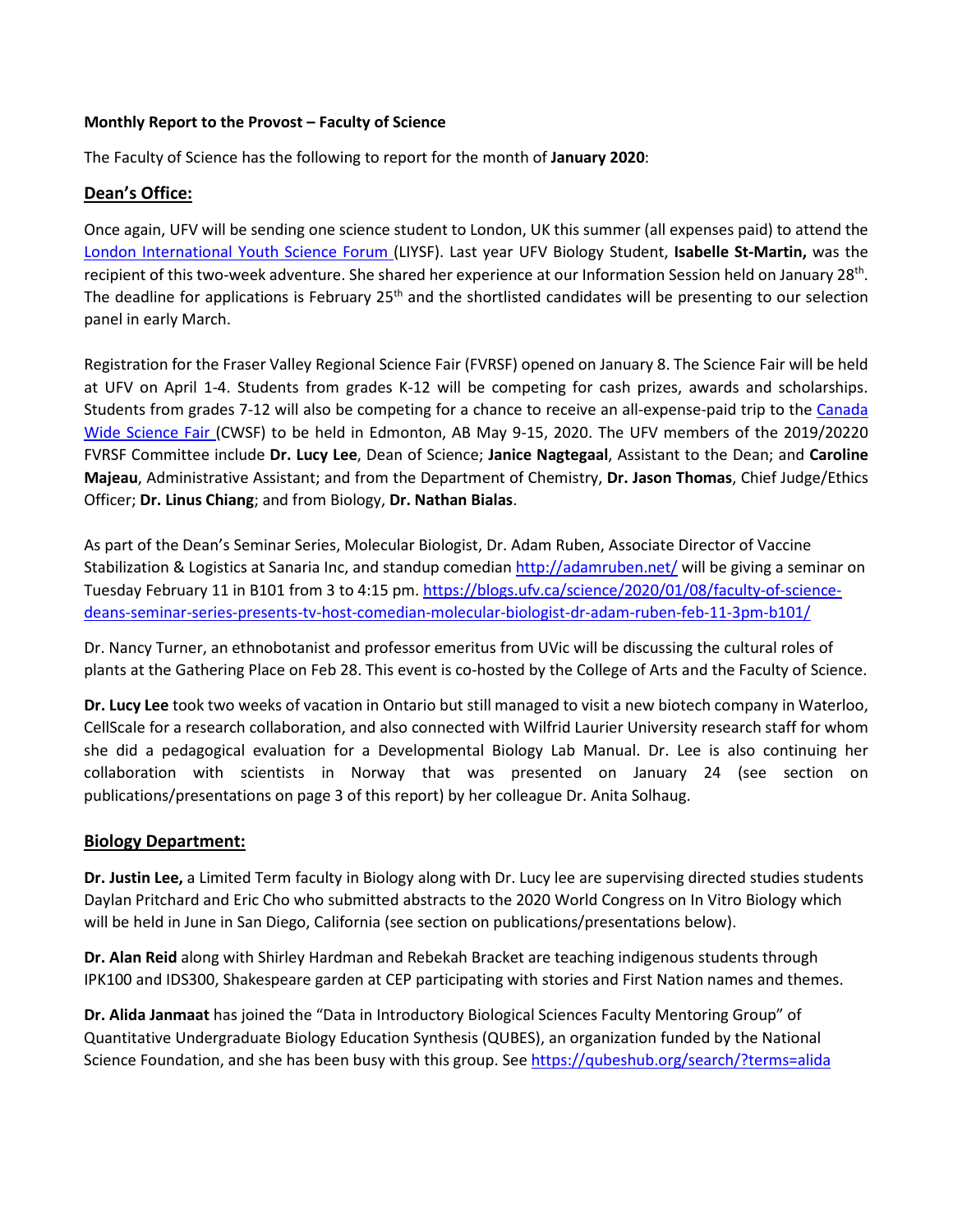**Monthly Report to the Provost – Faculty of Science**

The Faculty of Science has the following to report for the month of **January 2020**:

## Dean's Office:

Once again, UFV will be sending one science student to London, UK this summer (all expenses paid) to attend the London International Youth Science Forum (LIYSF). Last year UFV Biology Student, **Isabelle St-Martin,** was the recipient of this two-week adventure. She shared her experience at our Information Session held on January 28th. The deadline for applications is February 25th and the shortlisted candidates will be presenting to our selection panel in early March.

Registration for the Fraser Valley Regional Science Fair (FVRSF) opened on January 8. The Science Fair will be held at UFV on April 1-4. Students from grades K-12 will be competing for cash prizes, awards and scholarships. Students from grades 7-12 will also be competing for a chance to receive an all-expense-paid trip to the Canada Wide Science Fair (CWSF) to be held in Edmonton, AB May 9-15, 2020. The UFV members of the 2019/20220 FVRSF Committee include **Dr. Lucy Lee**, Dean of Science; **Janice Nagtegaal**, Assistant to the Dean; and **Caroline Majeau**, Administrative Assistant; and from the Department of Chemistry, **Dr. Jason Thomas**, Chief Judge/Ethics Officer; **Dr. Linus Chiang**; and from Biology, **Dr. Nathan Bialas**.

As part of the Dean's Seminar Series, Molecular Biologist, Dr. Adam Ruben, Associate Director of Vaccine Stabilization & Logistics at Sanaria Inc, and standup comedian http://adamruben.net/ will be giving a seminar on Tuesday February 11 in B101 from 3 to 4:15 pm. https://blogs.ufv.ca/science/2020/01/08/faculty-of-science-deans-seminar-series-presents-tv-host-comedian-molecular-biologist-dr-adam-ruben-feb-11-3pm-b101/

Dr. Nancy Turner, an ethnobotanist and professor emeritus from UVic will be discussing the cultural roles of plants at the Gathering Place on Feb 28. This event is co-hosted by the College of Arts and the Faculty of Science.

**Dr. Lucy Lee** took two weeks of vacation in Ontario but still managed to visit a new biotech company in Waterloo, CellScale for a research collaboration, and also connected with Wilfrid Laurier University research staff for whom she did a pedagogical evaluation for a Developmental Biology Lab Manual. Dr. Lee is also continuing her collaboration with scientists in Norway that was presented on January 24 (see section on publications/presentations on page 3 of this report) by her colleague Dr. Anita Solhaug.

## Biology Department:

**Dr. Justin Lee,** a Limited Term faculty in Biology along with Dr. Lucy lee are supervising directed studies students Daylan Pritchard and Eric Cho who submitted abstracts to the 2020 World Congress on In Vitro Biology which will be held in June in San Diego, California (see section on publications/presentations below).

**Dr. Alan Reid** along with Shirley Hardman and Rebekah Bracket are teaching indigenous students through IPK100 and IDS300, Shakespeare garden at CEP participating with stories and First Nation names and themes.

**Dr. Alida Janmaat** has joined the "Data in Introductory Biological Sciences Faculty Mentoring Group" of Quantitative Undergraduate Biology Education Synthesis (QUBES), an organization funded by the National Science Foundation, and she has been busy with this group. See https://qubeshub.org/search/?terms=alida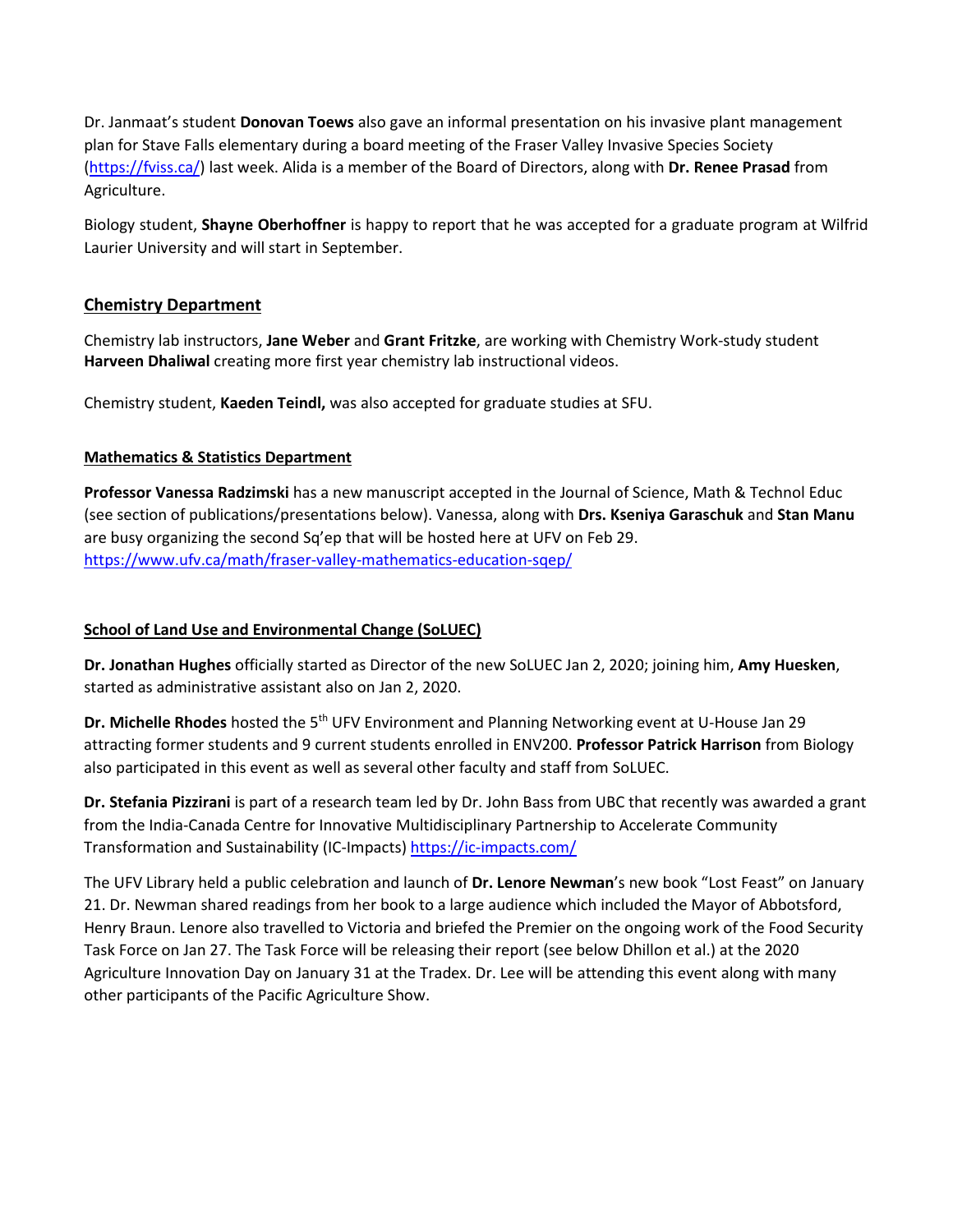Dr. Janmaat's student **Donovan Toews** also gave an informal presentation on his invasive plant management plan for Stave Falls elementary during a board meeting of the Fraser Valley Invasive Species Society (https://fviss.ca/) last week. Alida is a member of the Board of Directors, along with **Dr. Renee Prasad** from Agriculture.

Biology student, **Shayne Oberhoffner** is happy to report that he was accepted for a graduate program at Wilfrid Laurier University and will start in September.

## Chemistry Department

Chemistry lab instructors, **Jane Weber** and **Grant Fritzke**, are working with Chemistry Work-study student **Harveen Dhaliwal** creating more first year chemistry lab instructional videos.

Chemistry student, **Kaeden Teindl,** was also accepted for graduate studies at SFU.

### Mathematics & Statistics Department

**Professor Vanessa Radzimski** has a new manuscript accepted in the Journal of Science, Math & Technol Educ (see section of publications/presentations below). Vanessa, along with **Drs. Kseniya Garaschuk** and **Stan Manu** are busy organizing the second Sq'ep that will be hosted here at UFV on Feb 29. https://www.ufv.ca/math/fraser-valley-mathematics-education-sqep/

### School of Land Use and Environmental Change (SoLUEC)

**Dr. Jonathan Hughes** officially started as Director of the new SoLUEC Jan 2, 2020; joining him, **Amy Huesken**, started as administrative assistant also on Jan 2, 2020.

**Dr. Michelle Rhodes** hosted the 5th UFV Environment and Planning Networking event at U-House Jan 29 attracting former students and 9 current students enrolled in ENV200. **Professor Patrick Harrison** from Biology also participated in this event as well as several other faculty and staff from SoLUEC.

**Dr. Stefania Pizzirani** is part of a research team led by Dr. John Bass from UBC that recently was awarded a grant from the India-Canada Centre for Innovative Multidisciplinary Partnership to Accelerate Community Transformation and Sustainability (IC-Impacts) https://ic-impacts.com/

The UFV Library held a public celebration and launch of **Dr. Lenore Newman**'s new book "Lost Feast" on January 21. Dr. Newman shared readings from her book to a large audience which included the Mayor of Abbotsford, Henry Braun. Lenore also travelled to Victoria and briefed the Premier on the ongoing work of the Food Security Task Force on Jan 27. The Task Force will be releasing their report (see below Dhillon et al.) at the 2020 Agriculture Innovation Day on January 31 at the Tradex. Dr. Lee will be attending this event along with many other participants of the Pacific Agriculture Show.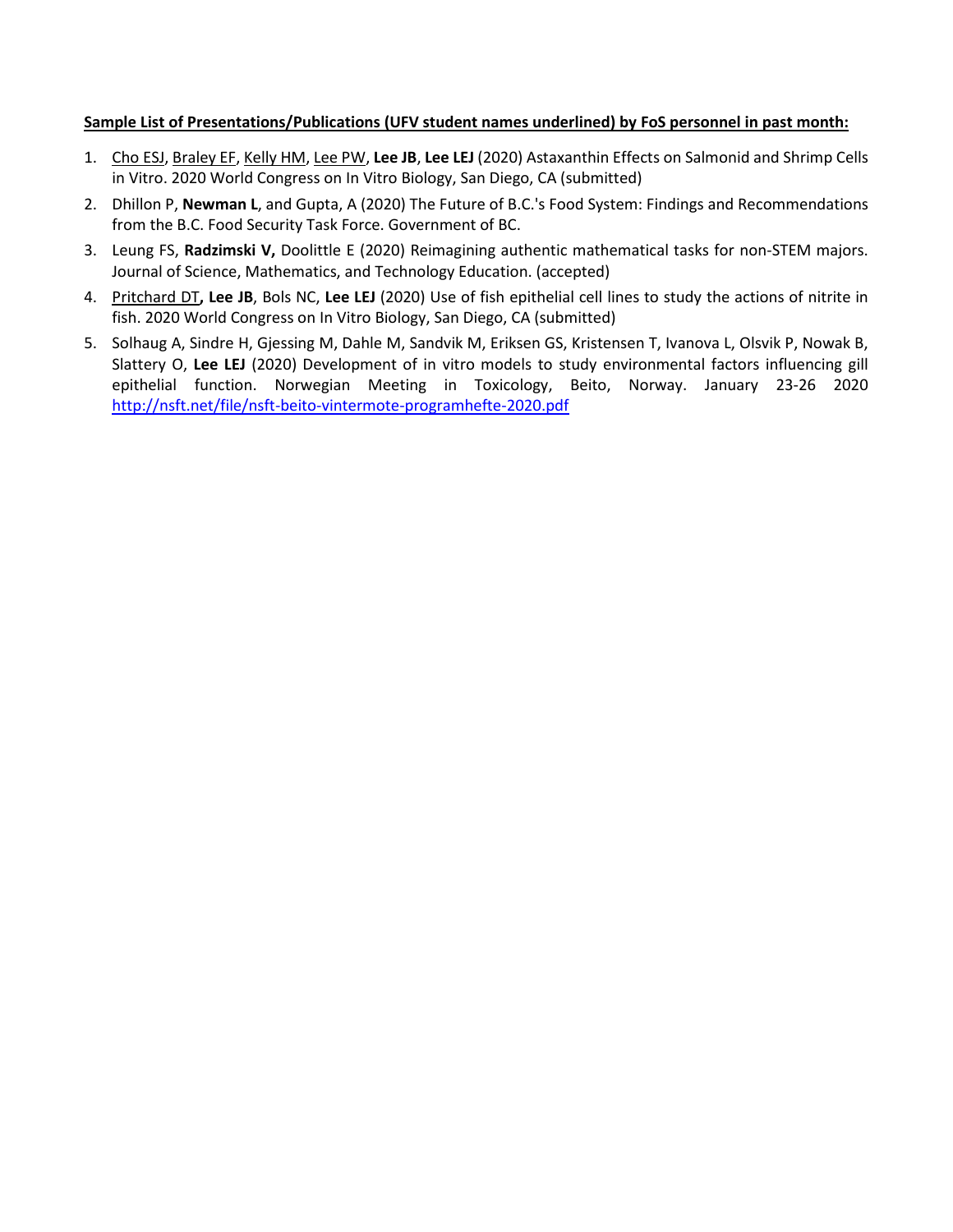**Sample List of Presentations/Publications (UFV student names underlined) by FoS personnel in past month:**

1. <u>Cho ESJ</u>, <u>Braley EF</u>, <u>Kelly HM</u>, <u>Lee PW</u>, **Lee JB**, **Lee LEJ** (2020) Astaxanthin Effects on Salmonid and Shrimp Cells in Vitro. 2020 World Congress on In Vitro Biology, San Diego, CA (submitted)
2. Dhillon P, **Newman L**, and Gupta, A (2020) The Future of B.C.'s Food System: Findings and Recommendations from the B.C. Food Security Task Force. Government of BC.
3. Leung FS, **Radzimski V,** Doolittle E (2020) Reimagining authentic mathematical tasks for non-STEM majors. Journal of Science, Mathematics, and Technology Education. (accepted)
4. <u>Pritchard DT</u>**, Lee JB**, Bols NC, **Lee LEJ** (2020) Use of fish epithelial cell lines to study the actions of nitrite in fish. 2020 World Congress on In Vitro Biology, San Diego, CA (submitted)
5. Solhaug A, Sindre H, Gjessing M, Dahle M, Sandvik M, Eriksen GS, Kristensen T, Ivanova L, Olsvik P, Nowak B, Slattery O, **Lee LEJ** (2020) Development of in vitro models to study environmental factors influencing gill epithelial function. Norwegian Meeting in Toxicology, Beito, Norway. January 23-26 2020 http://nsft.net/file/nsft-beito-vintermote-programhefte-2020.pdf